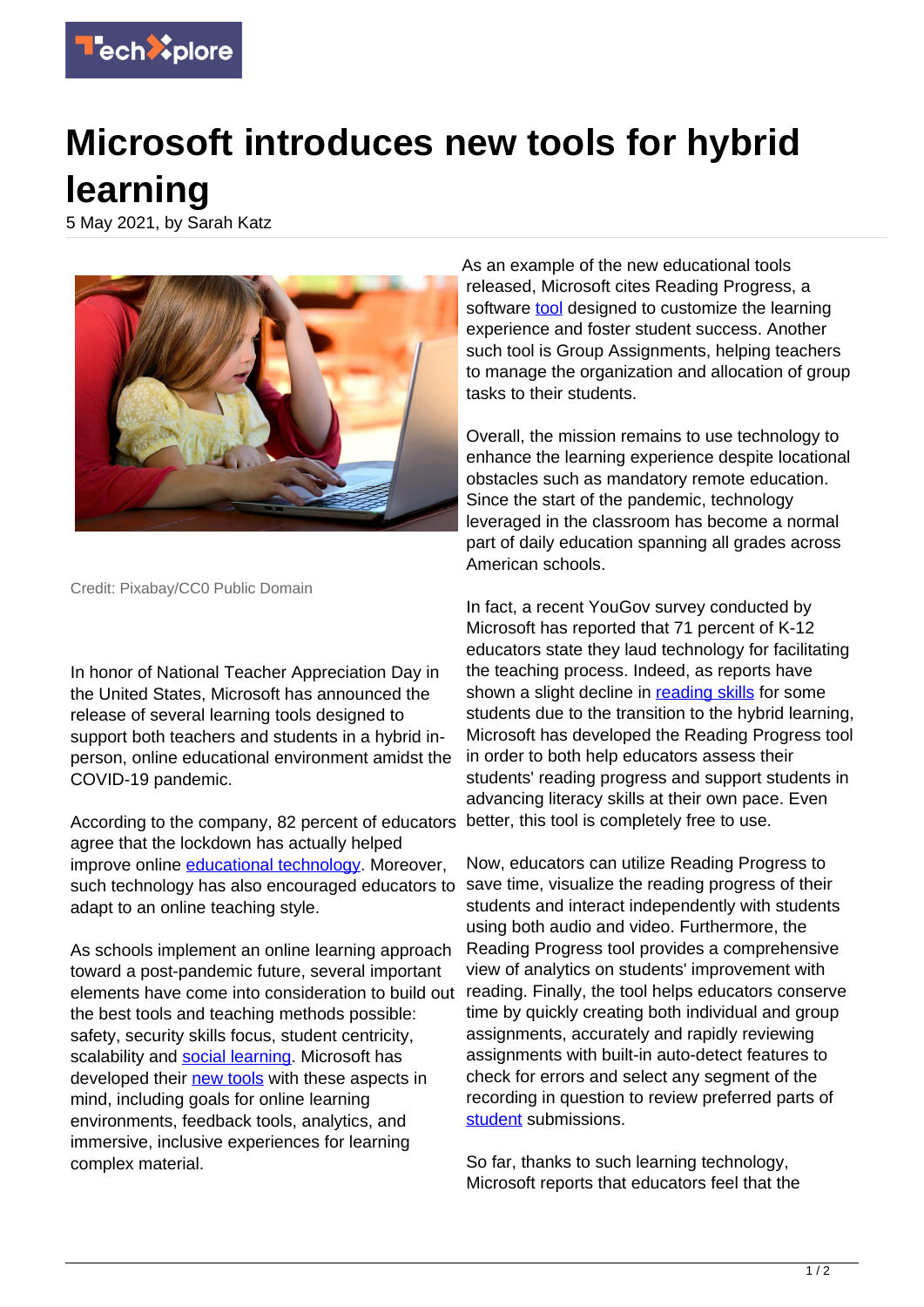# Microsoft introduces new tools for hybrid learning

5 May 2021, by Sarah Katz

Credit: Pixabay/CC0 Public Domain

In honor of National Teacher Appreciation Day in the United States, Microsoft has announced the release of several learning tools designed to support both teachers and students in a hybrid in-person, online educational environment amidst the COVID-19 pandemic.

According to the company, 82 percent of educators agree that the lockdown has actually helped improve online educational technology. Moreover, such technology has also encouraged educators to adapt to an online teaching style.

As schools implement an online learning approach toward a post-pandemic future, several important elements have come into consideration to build out the best tools and teaching methods possible: safety, security skills focus, student centricity, scalability and social learning. Microsoft has developed their new tools with these aspects in mind, including goals for online learning environments, feedback tools, analytics, and immersive, inclusive experiences for learning complex material.

As an example of the new educational tools released, Microsoft cites Reading Progress, a software tool designed to customize the learning experience and foster student success. Another such tool is Group Assignments, helping teachers to manage the organization and allocation of group tasks to their students.

Overall, the mission remains to use technology to enhance the learning experience despite locational obstacles such as mandatory remote education. Since the start of the pandemic, technology leveraged in the classroom has become a normal part of daily education spanning all grades across American schools.

In fact, a recent YouGov survey conducted by Microsoft has reported that 71 percent of K-12 educators state they laud technology for facilitating the teaching process. Indeed, as reports have shown a slight decline in reading skills for some students due to the transition to the hybrid learning, Microsoft has developed the Reading Progress tool in order to both help educators assess their students' reading progress and support students in advancing literacy skills at their own pace. Even better, this tool is completely free to use.

Now, educators can utilize Reading Progress to save time, visualize the reading progress of their students and interact independently with students using both audio and video. Furthermore, the Reading Progress tool provides a comprehensive view of analytics on students' improvement with reading. Finally, the tool helps educators conserve time by quickly creating both individual and group assignments, accurately and rapidly reviewing assignments with built-in auto-detect features to check for errors and select any segment of the recording in question to review preferred parts of student submissions.

So far, thanks to such learning technology, Microsoft reports that educators feel that the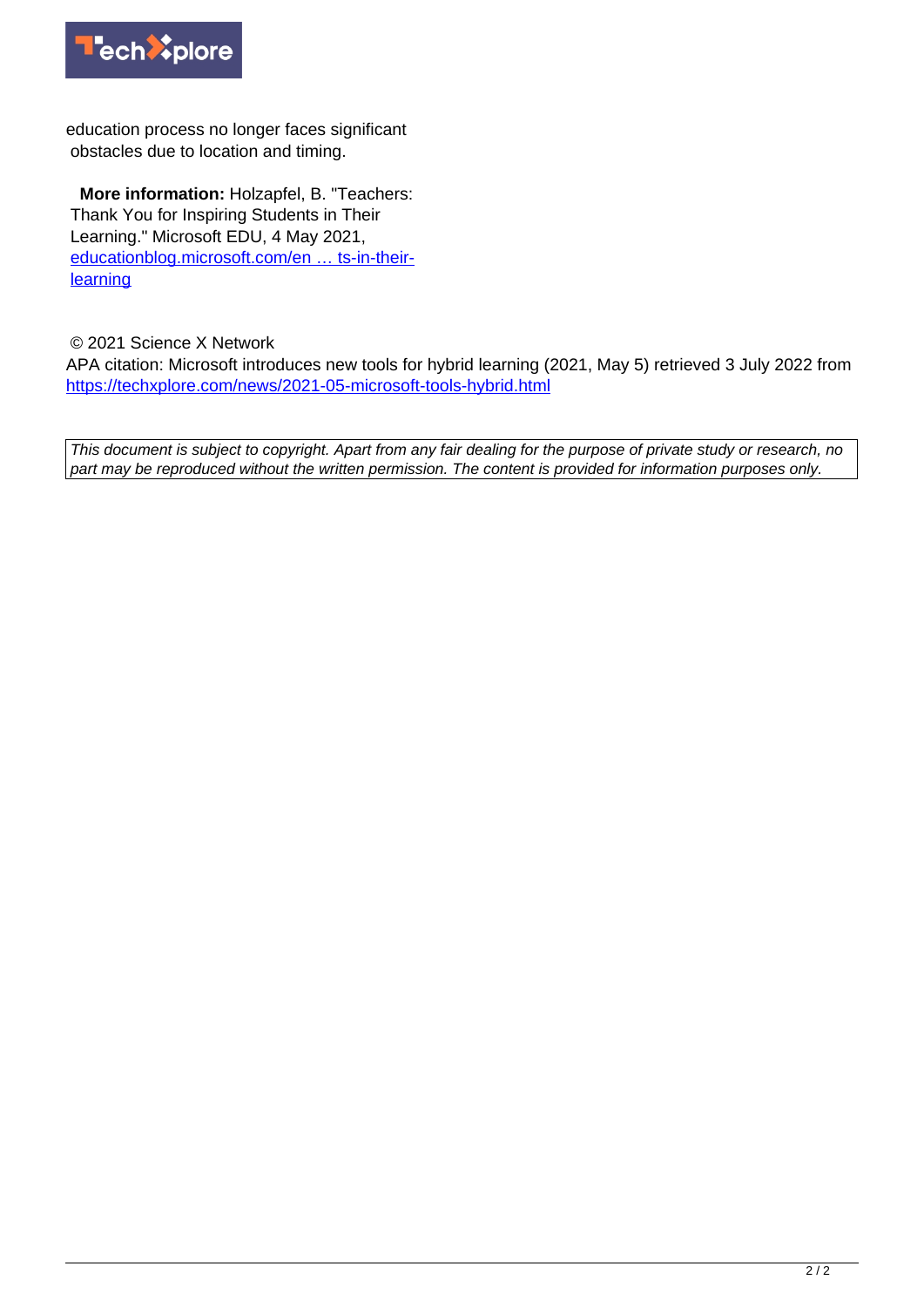education process no longer faces significant obstacles due to location and timing.

**More information:** Holzapfel, B. "Teachers: Thank You for Inspiring Students in Their Learning." Microsoft EDU, 4 May 2021, [educationblog.microsoft.com/en … ts-in-their-learning](educationblog.microsoft.com/en … ts-in-their-learning)

© 2021 Science X Network

APA citation: Microsoft introduces new tools for hybrid learning (2021, May 5) retrieved 3 July 2022 from https://techxplore.com/news/2021-05-microsoft-tools-hybrid.html

*This document is subject to copyright. Apart from any fair dealing for the purpose of private study or research, no part may be reproduced without the written permission. The content is provided for information purposes only.*